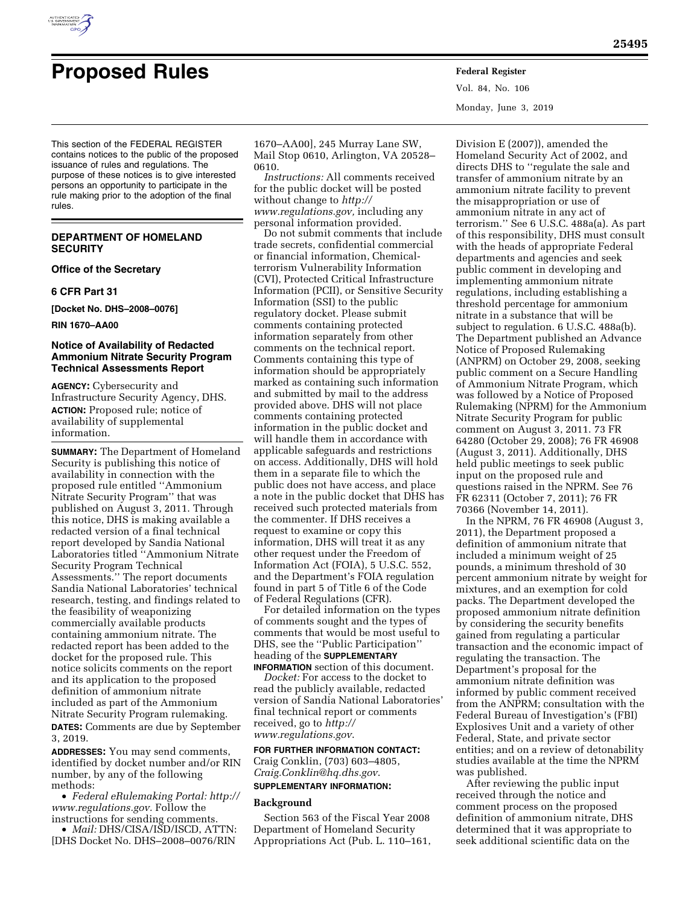# Proposed Rules

This section of the FEDERAL REGISTER contains notices to the public of the proposed issuance of rules and regulations. The purpose of these notices is to give interested persons an opportunity to participate in the rule making prior to the adoption of the final rules.

## DEPARTMENT OF HOMELAND SECURITY

### Office of the Secretary

### 6 CFR Part 31

**[Docket No. DHS–2008–0076]**

**RIN 1670–AA00**

### Notice of Availability of Redacted Ammonium Nitrate Security Program Technical Assessments Report

**AGENCY:** Cybersecurity and Infrastructure Security Agency, DHS.

**ACTION:** Proposed rule; notice of availability of supplemental information.

**SUMMARY:** The Department of Homeland Security is publishing this notice of availability in connection with the proposed rule entitled ''Ammonium Nitrate Security Program'' that was published on August 3, 2011. Through this notice, DHS is making available a redacted version of a final technical report developed by Sandia National Laboratories titled ''Ammonium Nitrate Security Program Technical Assessments.'' The report documents Sandia National Laboratories' technical research, testing, and findings related to the feasibility of weaponizing commercially available products containing ammonium nitrate. The redacted report has been added to the docket for the proposed rule. This notice solicits comments on the report and its application to the proposed definition of ammonium nitrate included as part of the Ammonium Nitrate Security Program rulemaking.

**DATES:** Comments are due by September 3, 2019.

**ADDRESSES:** You may send comments, identified by docket number and/or RIN number, by any of the following methods:

- *Federal eRulemaking Portal: http://www.regulations.gov.* Follow the instructions for sending comments.
- *Mail:* DHS/CISA/ISD/ISCD, ATTN: [DHS Docket No. DHS–2008–0076/RIN 1670–AA00], 245 Murray Lane SW, Mail Stop 0610, Arlington, VA 20528–0610.

*Instructions:* All comments received for the public docket will be posted without change to *http://www.regulations.gov,* including any personal information provided.

Do not submit comments that include trade secrets, confidential commercial or financial information, Chemical-terrorism Vulnerability Information (CVI), Protected Critical Infrastructure Information (PCII), or Sensitive Security Information (SSI) to the public regulatory docket. Please submit comments containing protected information separately from other comments on the technical report. Comments containing this type of information should be appropriately marked as containing such information and submitted by mail to the address provided above. DHS will not place comments containing protected information in the public docket and will handle them in accordance with applicable safeguards and restrictions on access. Additionally, DHS will hold them in a separate file to which the public does not have access, and place a note in the public docket that DHS has received such protected materials from the commenter. If DHS receives a request to examine or copy this information, DHS will treat it as any other request under the Freedom of Information Act (FOIA), 5 U.S.C. 552, and the Department's FOIA regulation found in part 5 of Title 6 of the Code of Federal Regulations (CFR).

For detailed information on the types of comments sought and the types of comments that would be most useful to DHS, see the ''Public Participation'' heading of the **SUPPLEMENTARY INFORMATION** section of this document.

*Docket:* For access to the docket to read the publicly available, redacted version of Sandia National Laboratories' final technical report or comments received, go to *http://www.regulations.gov*.

**FOR FURTHER INFORMATION CONTACT:** Craig Conklin, (703) 603–4805, *Craig.Conklin@hq.dhs.gov*.

**SUPPLEMENTARY INFORMATION:**

### Background

Section 563 of the Fiscal Year 2008 Department of Homeland Security Appropriations Act (Pub. L. 110–161, Division E (2007)), amended the Homeland Security Act of 2002, and directs DHS to ''regulate the sale and transfer of ammonium nitrate by an ammonium nitrate facility to prevent the misappropriation or use of ammonium nitrate in any act of terrorism.'' See 6 U.S.C. 488a(a). As part of this responsibility, DHS must consult with the heads of appropriate Federal departments and agencies and seek public comment in developing and implementing ammonium nitrate regulations, including establishing a threshold percentage for ammonium nitrate in a substance that will be subject to regulation. 6 U.S.C. 488a(b). The Department published an Advance Notice of Proposed Rulemaking (ANPRM) on October 29, 2008, seeking public comment on a Secure Handling of Ammonium Nitrate Program, which was followed by a Notice of Proposed Rulemaking (NPRM) for the Ammonium Nitrate Security Program for public comment on August 3, 2011. 73 FR 64280 (October 29, 2008); 76 FR 46908 (August 3, 2011). Additionally, DHS held public meetings to seek public input on the proposed rule and questions raised in the NPRM. See 76 FR 62311 (October 7, 2011); 76 FR 70366 (November 14, 2011).

In the NPRM, 76 FR 46908 (August 3, 2011), the Department proposed a definition of ammonium nitrate that included a minimum weight of 25 pounds, a minimum threshold of 30 percent ammonium nitrate by weight for mixtures, and an exemption for cold packs. The Department developed the proposed ammonium nitrate definition by considering the security benefits gained from regulating a particular transaction and the economic impact of regulating the transaction. The Department's proposal for the ammonium nitrate definition was informed by public comment received from the ANPRM; consultation with the Federal Bureau of Investigation's (FBI) Explosives Unit and a variety of other Federal, State, and private sector entities; and on a review of detonability studies available at the time the NPRM was published.

After reviewing the public input received through the notice and comment process on the proposed definition of ammonium nitrate, DHS determined that it was appropriate to seek additional scientific data on the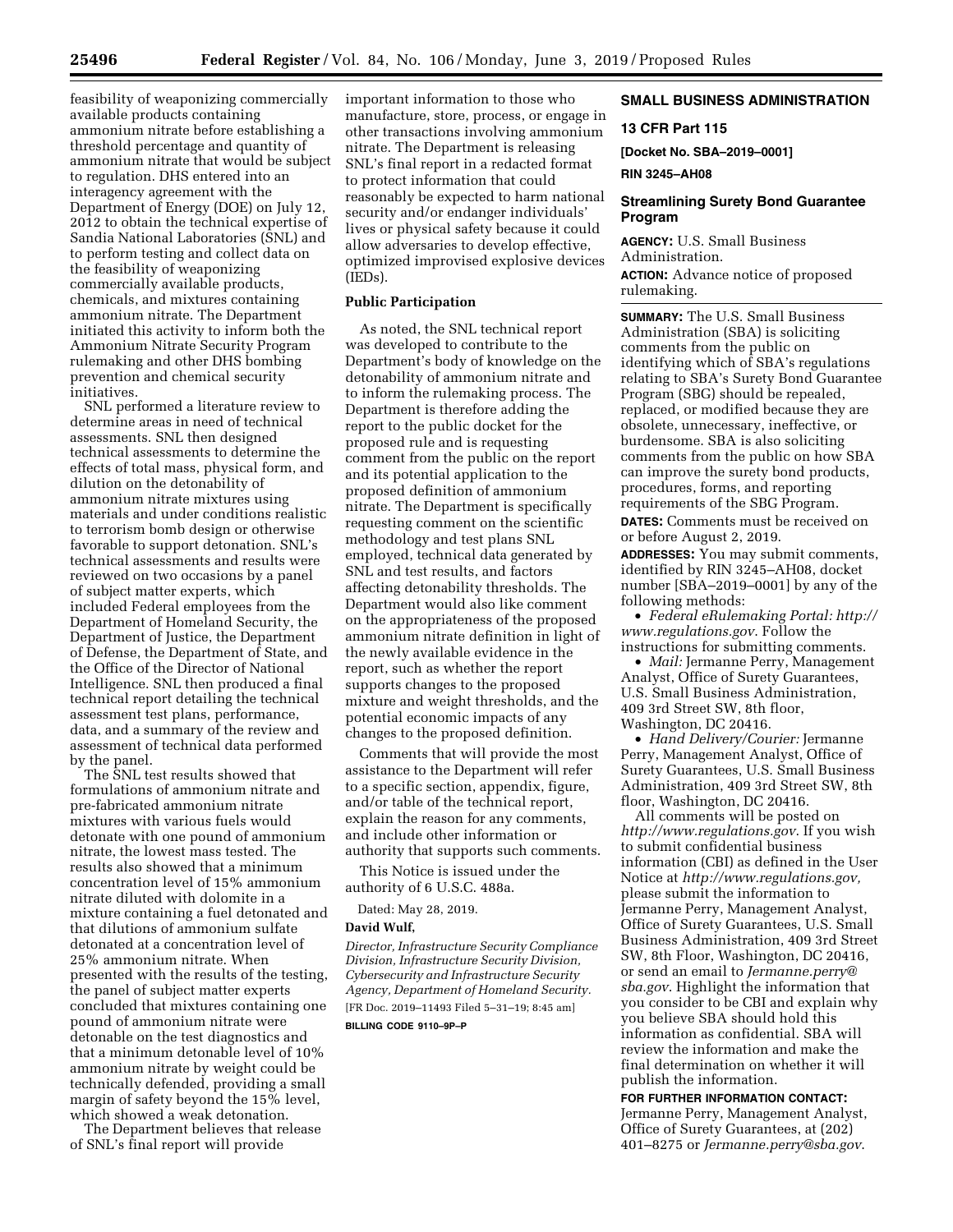feasibility of weaponizing commercially available products containing ammonium nitrate before establishing a threshold percentage and quantity of ammonium nitrate that would be subject to regulation. DHS entered into an interagency agreement with the Department of Energy (DOE) on July 12, 2012 to obtain the technical expertise of Sandia National Laboratories (SNL) and to perform testing and collect data on the feasibility of weaponizing commercially available products, chemicals, and mixtures containing ammonium nitrate. The Department initiated this activity to inform both the Ammonium Nitrate Security Program rulemaking and other DHS bombing prevention and chemical security initiatives.

SNL performed a literature review to determine areas in need of technical assessments. SNL then designed technical assessments to determine the effects of total mass, physical form, and dilution on the detonability of ammonium nitrate mixtures using materials and under conditions realistic to terrorism bomb design or otherwise favorable to support detonation. SNL's technical assessments and results were reviewed on two occasions by a panel of subject matter experts, which included Federal employees from the Department of Homeland Security, the Department of Justice, the Department of Defense, the Department of State, and the Office of the Director of National Intelligence. SNL then produced a final technical report detailing the technical assessment test plans, performance, data, and a summary of the review and assessment of technical data performed by the panel.

The SNL test results showed that formulations of ammonium nitrate and pre-fabricated ammonium nitrate mixtures with various fuels would detonate with one pound of ammonium nitrate, the lowest mass tested. The results also showed that a minimum concentration level of 15% ammonium nitrate diluted with dolomite in a mixture containing a fuel detonated and that dilutions of ammonium sulfate detonated at a concentration level of 25% ammonium nitrate. When presented with the results of the testing, the panel of subject matter experts concluded that mixtures containing one pound of ammonium nitrate were detonable on the test diagnostics and that a minimum detonable level of 10% ammonium nitrate by weight could be technically defended, providing a small margin of safety beyond the 15% level, which showed a weak detonation.

The Department believes that release of SNL's final report will provide important information to those who manufacture, store, process, or engage in other transactions involving ammonium nitrate. The Department is releasing SNL's final report in a redacted format to protect information that could reasonably be expected to harm national security and/or endanger individuals' lives or physical safety because it could allow adversaries to develop effective, optimized improvised explosive devices (IEDs).

## Public Participation

As noted, the SNL technical report was developed to contribute to the Department's body of knowledge on the detonability of ammonium nitrate and to inform the rulemaking process. The Department is therefore adding the report to the public docket for the proposed rule and is requesting comment from the public on the report and its potential application to the proposed definition of ammonium nitrate. The Department is specifically requesting comment on the scientific methodology and test plans SNL employed, technical data generated by SNL and test results, and factors affecting detonability thresholds. The Department would also like comment on the appropriateness of the proposed ammonium nitrate definition in light of the newly available evidence in the report, such as whether the report supports changes to the proposed mixture and weight thresholds, and the potential economic impacts of any changes to the proposed definition.

Comments that will provide the most assistance to the Department will refer to a specific section, appendix, figure, and/or table of the technical report, explain the reason for any comments, and include other information or authority that supports such comments.

This Notice is issued under the authority of 6 U.S.C. 488a.

Dated: May 28, 2019.

**David Wulf,**

*Director, Infrastructure Security Compliance Division, Infrastructure Security Division, Cybersecurity and Infrastructure Security Agency, Department of Homeland Security.*

[FR Doc. 2019–11493 Filed 5–31–19; 8:45 am]

**BILLING CODE 9110–9P–P**

# SMALL BUSINESS ADMINISTRATION

## 13 CFR Part 115

**[Docket No. SBA–2019–0001]**

**RIN 3245–AH08**

## Streamlining Surety Bond Guarantee Program

**AGENCY:** U.S. Small Business Administration.

**ACTION:** Advance notice of proposed rulemaking.

**SUMMARY:** The U.S. Small Business Administration (SBA) is soliciting comments from the public on identifying which of SBA's regulations relating to SBA's Surety Bond Guarantee Program (SBG) should be repealed, replaced, or modified because they are obsolete, unnecessary, ineffective, or burdensome. SBA is also soliciting comments from the public on how SBA can improve the surety bond products, procedures, forms, and reporting requirements of the SBG Program.

**DATES:** Comments must be received on or before August 2, 2019.

**ADDRESSES:** You may submit comments, identified by RIN 3245–AH08, docket number [SBA–2019–0001] by any of the following methods:

- *Federal eRulemaking Portal: http://www.regulations.gov*. Follow the instructions for submitting comments.
- *Mail:* Jermanne Perry, Management Analyst, Office of Surety Guarantees, U.S. Small Business Administration, 409 3rd Street SW, 8th floor, Washington, DC 20416.
- *Hand Delivery/Courier:* Jermanne Perry, Management Analyst, Office of Surety Guarantees, U.S. Small Business Administration, 409 3rd Street SW, 8th floor, Washington, DC 20416.

All comments will be posted on *http://www.regulations.gov*. If you wish to submit confidential business information (CBI) as defined in the User Notice at *http://www.regulations.gov,* please submit the information to Jermanne Perry, Management Analyst, Office of Surety Guarantees, U.S. Small Business Administration, 409 3rd Street SW, 8th Floor, Washington, DC 20416, or send an email to *Jermanne.perry@sba.gov*. Highlight the information that you consider to be CBI and explain why you believe SBA should hold this information as confidential. SBA will review the information and make the final determination on whether it will publish the information.

**FOR FURTHER INFORMATION CONTACT:** Jermanne Perry, Management Analyst, Office of Surety Guarantees, at (202) 401–8275 or *Jermanne.perry@sba.gov*.